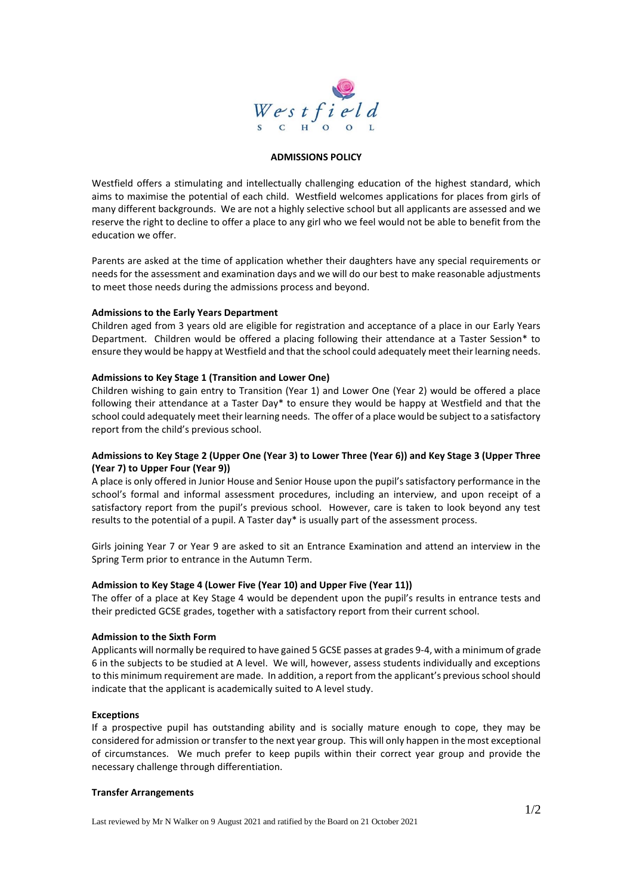Westfield School

# ADMISSIONS POLICY

Westfield offers a stimulating and intellectually challenging education of the highest standard, which aims to maximise the potential of each child. Westfield welcomes applications for places from girls of many different backgrounds. We are not a highly selective school but all applicants are assessed and we reserve the right to decline to offer a place to any girl who we feel would not be able to benefit from the education we offer.

Parents are asked at the time of application whether their daughters have any special requirements or needs for the assessment and examination days and we will do our best to make reasonable adjustments to meet those needs during the admissions process and beyond.

**Admissions to the Early Years Department**

Children aged from 3 years old are eligible for registration and acceptance of a place in our Early Years Department. Children would be offered a placing following their attendance at a Taster Session* to ensure they would be happy at Westfield and that the school could adequately meet their learning needs.

**Admissions to Key Stage 1 (Transition and Lower One)**

Children wishing to gain entry to Transition (Year 1) and Lower One (Year 2) would be offered a place following their attendance at a Taster Day* to ensure they would be happy at Westfield and that the school could adequately meet their learning needs. The offer of a place would be subject to a satisfactory report from the child's previous school.

**Admissions to Key Stage 2 (Upper One (Year 3) to Lower Three (Year 6)) and Key Stage 3 (Upper Three (Year 7) to Upper Four (Year 9))**

A place is only offered in Junior House and Senior House upon the pupil's satisfactory performance in the school's formal and informal assessment procedures, including an interview, and upon receipt of a satisfactory report from the pupil's previous school. However, care is taken to look beyond any test results to the potential of a pupil. A Taster day* is usually part of the assessment process.

Girls joining Year 7 or Year 9 are asked to sit an Entrance Examination and attend an interview in the Spring Term prior to entrance in the Autumn Term.

**Admission to Key Stage 4 (Lower Five (Year 10) and Upper Five (Year 11))**

The offer of a place at Key Stage 4 would be dependent upon the pupil's results in entrance tests and their predicted GCSE grades, together with a satisfactory report from their current school.

**Admission to the Sixth Form**

Applicants will normally be required to have gained 5 GCSE passes at grades 9-4, with a minimum of grade 6 in the subjects to be studied at A level. We will, however, assess students individually and exceptions to this minimum requirement are made. In addition, a report from the applicant's previous school should indicate that the applicant is academically suited to A level study.

**Exceptions**

If a prospective pupil has outstanding ability and is socially mature enough to cope, they may be considered for admission or transfer to the next year group. This will only happen in the most exceptional of circumstances. We much prefer to keep pupils within their correct year group and provide the necessary challenge through differentiation.

**Transfer Arrangements**

Last reviewed by Mr N Walker on 9 August 2021 and ratified by the Board on 21 October 2021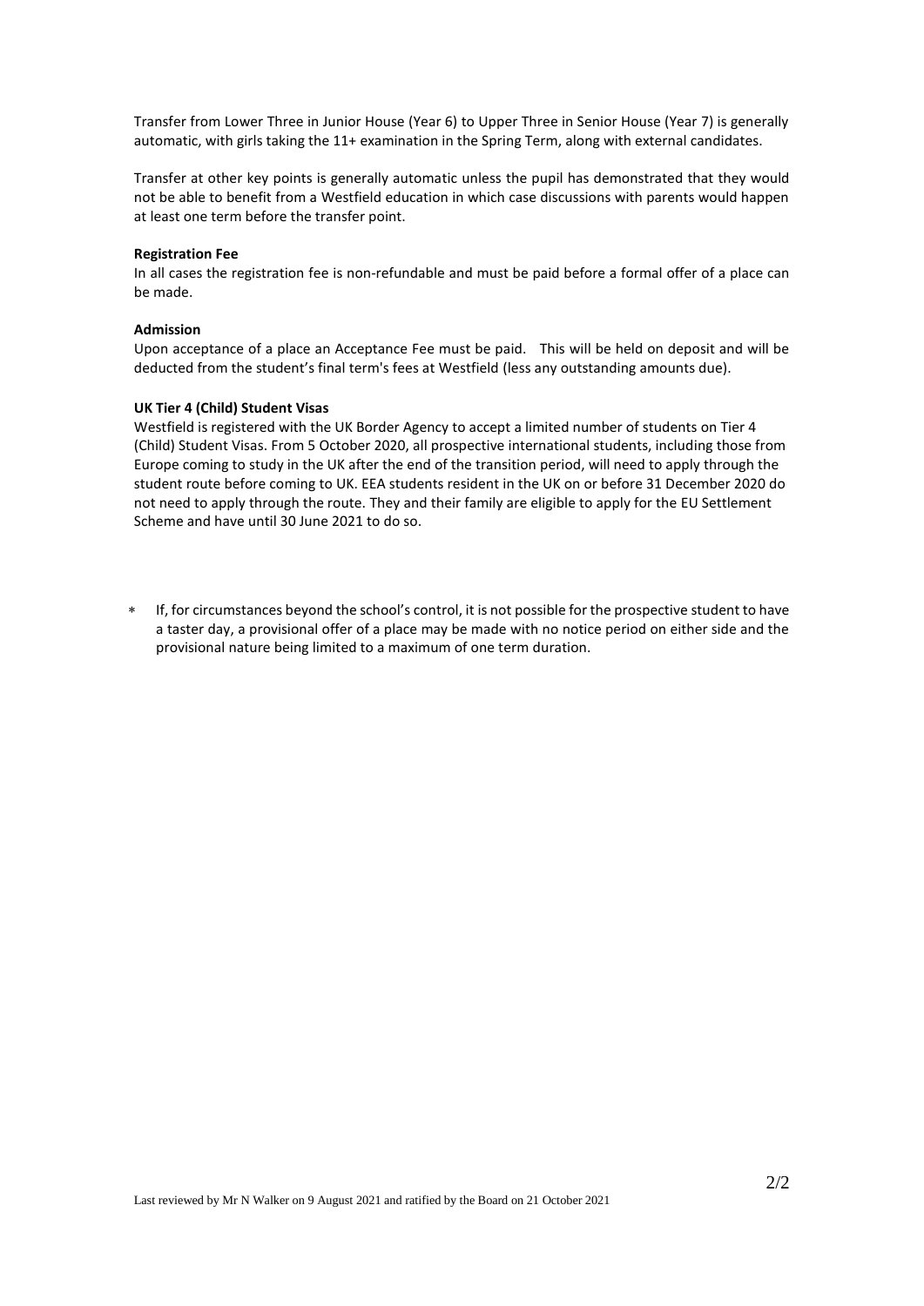Transfer from Lower Three in Junior House (Year 6) to Upper Three in Senior House (Year 7) is generally automatic, with girls taking the 11+ examination in the Spring Term, along with external candidates.

Transfer at other key points is generally automatic unless the pupil has demonstrated that they would not be able to benefit from a Westfield education in which case discussions with parents would happen at least one term before the transfer point.

**Registration Fee**

In all cases the registration fee is non-refundable and must be paid before a formal offer of a place can be made.

**Admission**

Upon acceptance of a place an Acceptance Fee must be paid. This will be held on deposit and will be deducted from the student's final term's fees at Westfield (less any outstanding amounts due).

**UK Tier 4 (Child) Student Visas**

Westfield is registered with the UK Border Agency to accept a limited number of students on Tier 4 (Child) Student Visas. From 5 October 2020, all prospective international students, including those from Europe coming to study in the UK after the end of the transition period, will need to apply through the student route before coming to UK. EEA students resident in the UK on or before 31 December 2020 do not need to apply through the route. They and their family are eligible to apply for the EU Settlement Scheme and have until 30 June 2021 to do so.

* If, for circumstances beyond the school's control, it is not possible for the prospective student to have a taster day, a provisional offer of a place may be made with no notice period on either side and the provisional nature being limited to a maximum of one term duration.

Last reviewed by Mr N Walker on 9 August 2021 and ratified by the Board on 21 October 2021